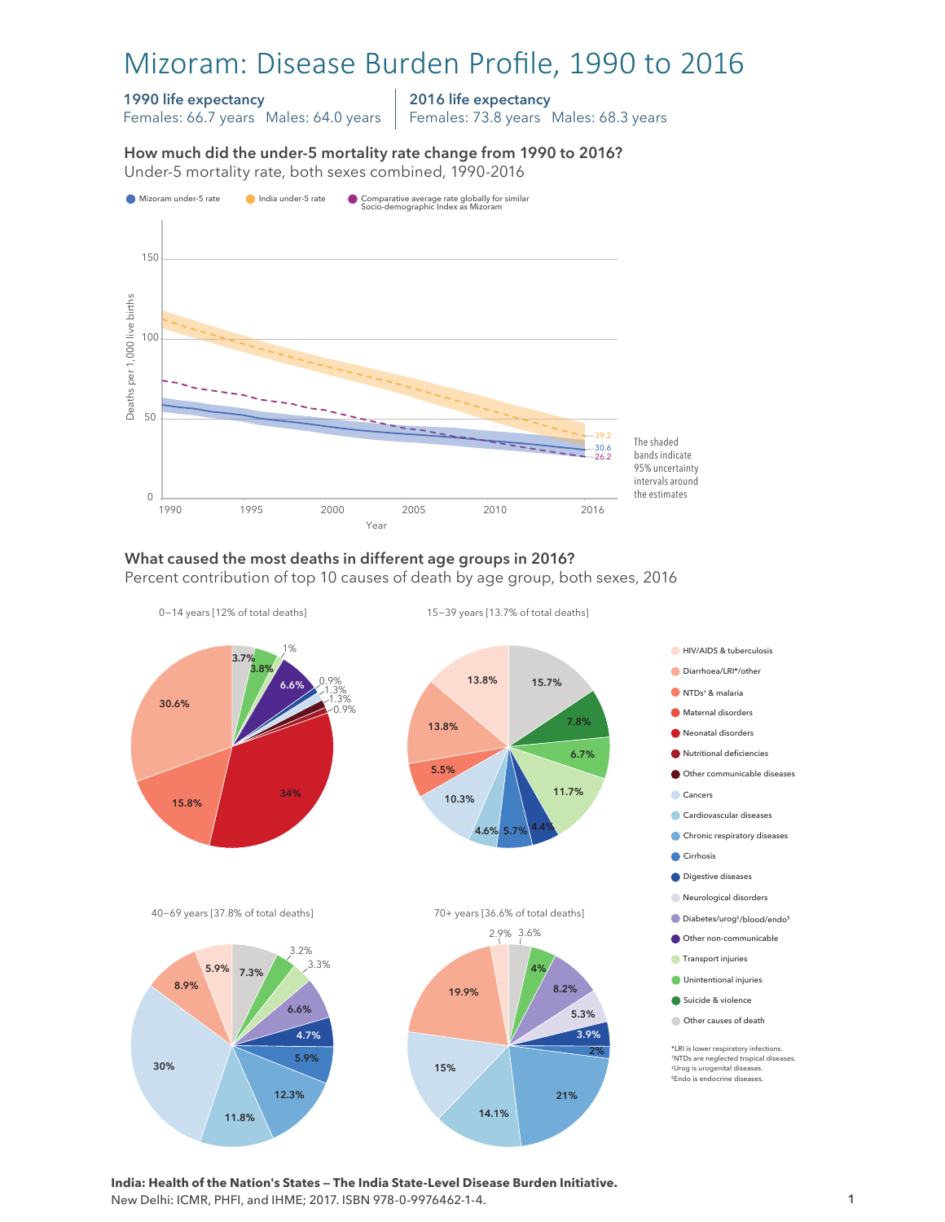# Mizoram: Disease Burden Profile, 1990 to 2016

**1990 life expectancy**
Females: 66.7 years Males: 64.0 years

**2016 life expectancy**
Females: 73.8 years Males: 68.3 years

### How much did the under-5 mortality rate change from 1990 to 2016?

Under-5 mortality rate, both sexes combined, 1990-2016

- Mizoram under-5 rate
- India under-5 rate
- Comparative average rate globally for similar Socio-demographic Index as Mizoram

Deaths per 1,000 live births (y-axis: 0, 50, 100, 150); Year (x-axis: 1990, 1995, 2000, 2005, 2010, 2016)

2016 values: India 39.2; Mizoram 30.6; Comparative average 26.2

The shaded bands indicate 95% uncertainty intervals around the estimates

### What caused the most deaths in different age groups in 2016?

Percent contribution of top 10 causes of death by age group, both sexes, 2016

**0–14 years [12% of total deaths]**

34%, 30.6%, 15.8%, 6.6%, 3.8%, 3.7%, 1.3%, 1.3%, 1%, 0.9%, 0.9%

**15–39 years [13.7% of total deaths]**

15.7%, 13.8%, 13.8%, 11.7%, 10.3%, 7.8%, 6.7%, 5.7%, 5.5%, 4.6%, 4.4%

**40–69 years [37.8% of total deaths]**

30%, 12.3%, 11.8%, 8.9%, 7.3%, 6.6%, 5.9%, 5.9%, 4.7%, 3.3%, 3.2%

**70+ years [36.6% of total deaths]**

21%, 19.9%, 15%, 14.1%, 8.2%, 5.3%, 4%, 3.9%, 3.6%, 2.9%, 2%

Legend:
- HIV/AIDS & tuberculosis
- Diarrhoea/LRI*/other
- NTDs† & malaria
- Maternal disorders
- Neonatal disorders
- Nutritional deficiencies
- Other communicable diseases
- Cancers
- Cardiovascular diseases
- Chronic respiratory diseases
- Cirrhosis
- Digestive diseases
- Neurological disorders
- Diabetes/urog‡/blood/endo§
- Other non-communicable
- Transport injuries
- Unintentional injuries
- Suicide & violence
- Other causes of death

*LRI is lower respiratory infections.
†NTDs are neglected tropical diseases.
‡Urog is urogenital diseases.
§Endo is endocrine diseases.

**India: Health of the Nation's States — The India State-Level Disease Burden Initiative.**
New Delhi: ICMR, PHFI, and IHME; 2017. ISBN 978-0-9976462-1-4.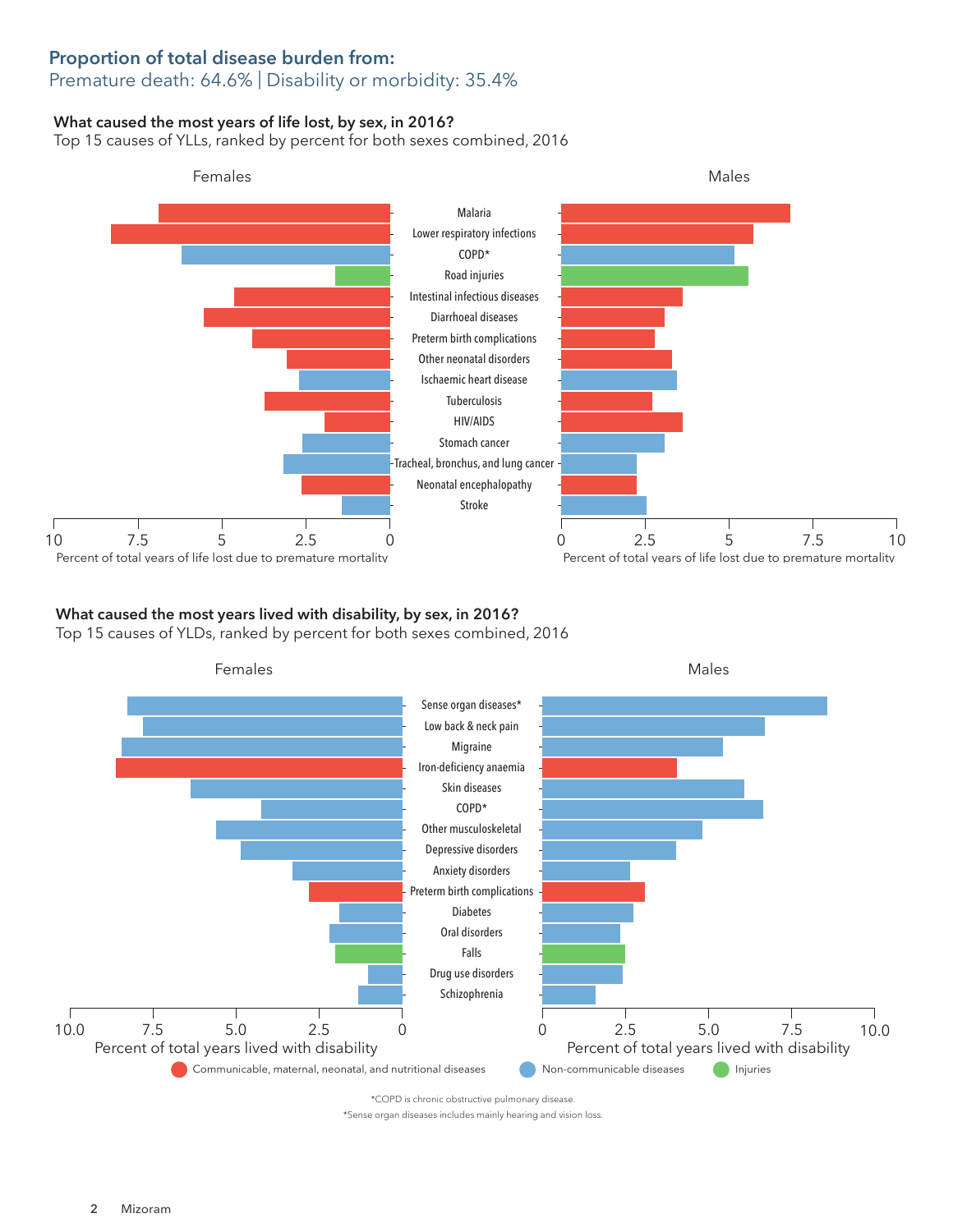## Proportion of total disease burden from:

Premature death: 64.6% | Disability or morbidity: 35.4%

### What caused the most years of life lost, by sex, in 2016?

Top 15 causes of YLLs, ranked by percent for both sexes combined, 2016

Females | Males

- Malaria
- Lower respiratory infections
- COPD*
- Road injuries
- Intestinal infectious diseases
- Diarrhoeal diseases
- Preterm birth complications
- Other neonatal disorders
- Ischaemic heart disease
- Tuberculosis
- HIV/AIDS
- Stomach cancer
- Tracheal, bronchus, and lung cancer
- Neonatal encephalopathy
- Stroke

Percent of total years of life lost due to premature mortality (0, 2.5, 5, 7.5, 10)

### What caused the most years lived with disability, by sex, in 2016?

Top 15 causes of YLDs, ranked by percent for both sexes combined, 2016

Females | Males

- Sense organ diseases*
- Low back & neck pain
- Migraine
- Iron-deficiency anaemia
- Skin diseases
- COPD*
- Other musculoskeletal
- Depressive disorders
- Anxiety disorders
- Preterm birth complications
- Diabetes
- Oral disorders
- Falls
- Drug use disorders
- Schizophrenia

Percent of total years lived with disability (0, 2.5, 5.0, 7.5, 10.0)

Communicable, maternal, neonatal, and nutritional diseases | Non-communicable diseases | Injuries

*COPD is chronic obstructive pulmonary disease.

*Sense organ diseases includes mainly hearing and vision loss.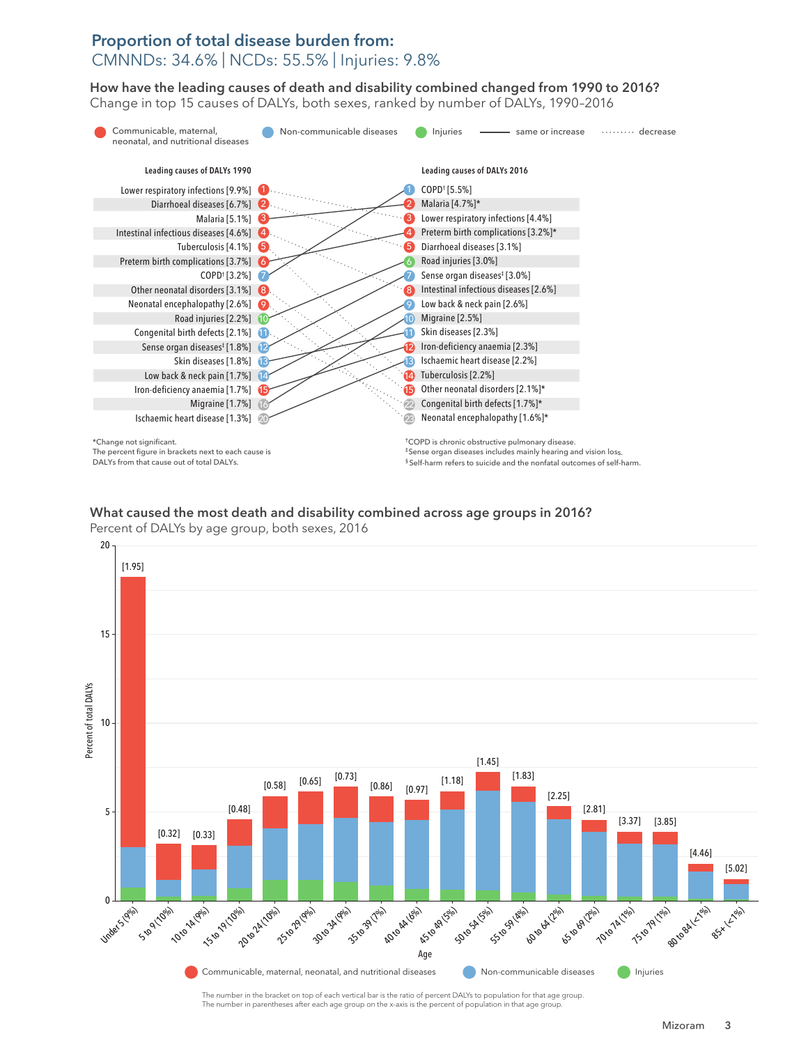## Proportion of total disease burden from:

CMNNDs: 34.6% | NCDs: 55.5% | Injuries: 9.8%

### How have the leading causes of death and disability combined changed from 1990 to 2016?

Change in top 15 causes of DALYs, both sexes, ranked by number of DALYs, 1990–2016

Legend: Communicable, maternal, neonatal, and nutritional diseases | Non-communicable diseases | Injuries | —— same or increase | ········ decrease

| Leading causes of DALYs 1990 | Rank | Rank | Leading causes of DALYs 2016 |
|---|---|---|---|
| Lower respiratory infections [9.9%] | 1 | 1 | COPD† [5.5%] |
| Diarrhoeal diseases [6.7%] | 2 | 2 | Malaria [4.7%]* |
| Malaria [5.1%] | 3 | 3 | Lower respiratory infections [4.4%] |
| Intestinal infectious diseases [4.6%] | 4 | 4 | Preterm birth complications [3.2%]* |
| Tuberculosis [4.1%] | 5 | 5 | Diarrhoeal diseases [3.1%] |
| Preterm birth complications [3.7%] | 6 | 6 | Road injuries [3.0%] |
| COPD† [3.2%] | 7 | 7 | Sense organ diseases‡ [3.0%] |
| Other neonatal disorders [3.1%] | 8 | 8 | Intestinal infectious diseases [2.6%] |
| Neonatal encephalopathy [2.6%] | 9 | 9 | Low back & neck pain [2.6%] |
| Road injuries [2.2%] | 10 | 10 | Migraine [2.5%] |
| Congenital birth defects [2.1%] | 11 | 11 | Skin diseases [2.3%] |
| Sense organ diseases‡ [1.8%] | 12 | 12 | Iron-deficiency anaemia [2.3%] |
| Skin diseases [1.8%] | 13 | 13 | Ischaemic heart disease [2.2%] |
| Low back & neck pain [1.7%] | 14 | 14 | Tuberculosis [2.2%] |
| Iron-deficiency anaemia [1.7%] | 15 | 15 | Other neonatal disorders [2.1%]* |
| Migraine [1.7%] | 16 | 22 | Congenital birth defects [1.7%]* |
| Ischaemic heart disease [1.3%] | 20 | 23 | Neonatal encephalopathy [1.6%]* |

*Change not significant.
The percent figure in brackets next to each cause is DALYs from that cause out of total DALYs.

†COPD is chronic obstructive pulmonary disease.
‡Sense organ diseases includes mainly hearing and vision loss.
§Self-harm refers to suicide and the nonfatal outcomes of self-harm.

### What caused the most death and disability combined across age groups in 2016?

Percent of DALYs by age group, both sexes, 2016

| Age (percent of population) | Ratio of percent DALYs to population |
|---|---|
| Under 5 (9%) | 1.95 |
| 5 to 9 (10%) | 0.32 |
| 10 to 14 (9%) | 0.33 |
| 15 to 19 (10%) | 0.48 |
| 20 to 24 (10%) | 0.58 |
| 25 to 29 (9%) | 0.65 |
| 30 to 34 (9%) | 0.73 |
| 35 to 39 (7%) | 0.86 |
| 40 to 44 (6%) | 0.97 |
| 45 to 49 (5%) | 1.18 |
| 50 to 54 (5%) | 1.45 |
| 55 to 59 (4%) | 1.83 |
| 60 to 64 (2%) | 2.25 |
| 65 to 69 (2%) | 2.81 |
| 70 to 74 (1%) | 3.37 |
| 75 to 79 (1%) | 3.85 |
| 80 to 84 (<1%) | 4.46 |
| 85+ (<1%) | 5.02 |

Legend: Communicable, maternal, neonatal, and nutritional diseases | Non-communicable diseases | Injuries

The number in the bracket on top of each vertical bar is the ratio of percent DALYs to population for that age group.
The number in parentheses after each age group on the x-axis is the percent of population in that age group.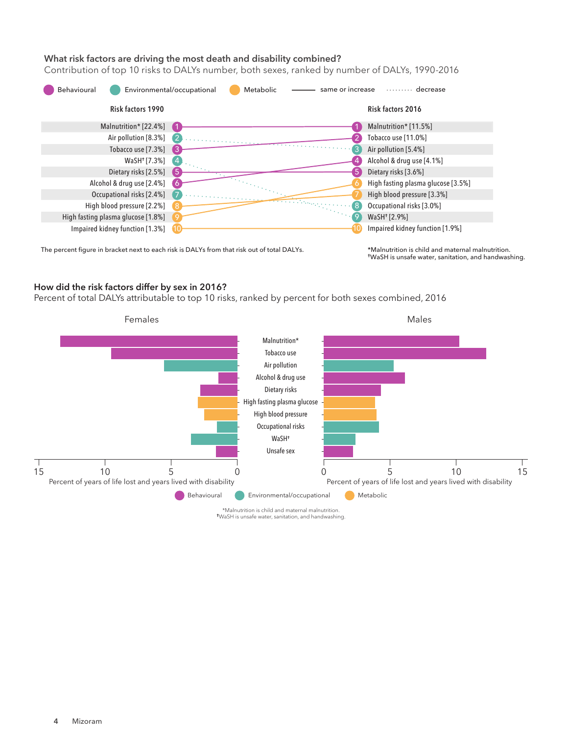## What risk factors are driving the most death and disability combined?

Contribution of top 10 risks to DALYs number, both sexes, ranked by number of DALYs, 1990-2016

Behavioural | Environmental/occupational | Metabolic | same or increase | decrease

Risk factors 1990

1 Malnutrition* [22.4%]
2 Air pollution [8.3%]
3 Tobacco use [7.3%]
4 WaSH† [7.3%]
5 Dietary risks [2.5%]
6 Alcohol & drug use [2.4%]
7 Occupational risks [2.4%]
8 High blood pressure [2.2%]
9 High fasting plasma glucose [1.8%]
10 Impaired kidney function [1.3%]

Risk factors 2016

1 Malnutrition* [11.5%]
2 Tobacco use [11.0%]
3 Air pollution [5.4%]
4 Alcohol & drug use [4.1%]
5 Dietary risks [3.6%]
6 High fasting plasma glucose [3.5%]
7 High blood pressure [3.3%]
8 Occupational risks [3.0%]
9 WaSH† [2.9%]
10 Impaired kidney function [1.9%]

The percent figure in bracket next to each risk is DALYs from that risk out of total DALYs.

*Malnutrition is child and maternal malnutrition.
†WaSH is unsafe water, sanitation, and handwashing.

## How did the risk factors differ by sex in 2016?

Percent of total DALYs attributable to top 10 risks, ranked by percent for both sexes combined, 2016

Females | Males

Malnutrition*
Tobacco use
Air pollution
Alcohol & drug use
Dietary risks
High fasting plasma glucose
High blood pressure
Occupational risks
WaSH†
Unsafe sex

15 10 5 0 | 0 5 10 15

Percent of years of life lost and years lived with disability

Behavioural | Environmental/occupational | Metabolic

*Malnutrition is child and maternal malnutrition.
†WaSH is unsafe water, sanitation, and handwashing.

Mizoram